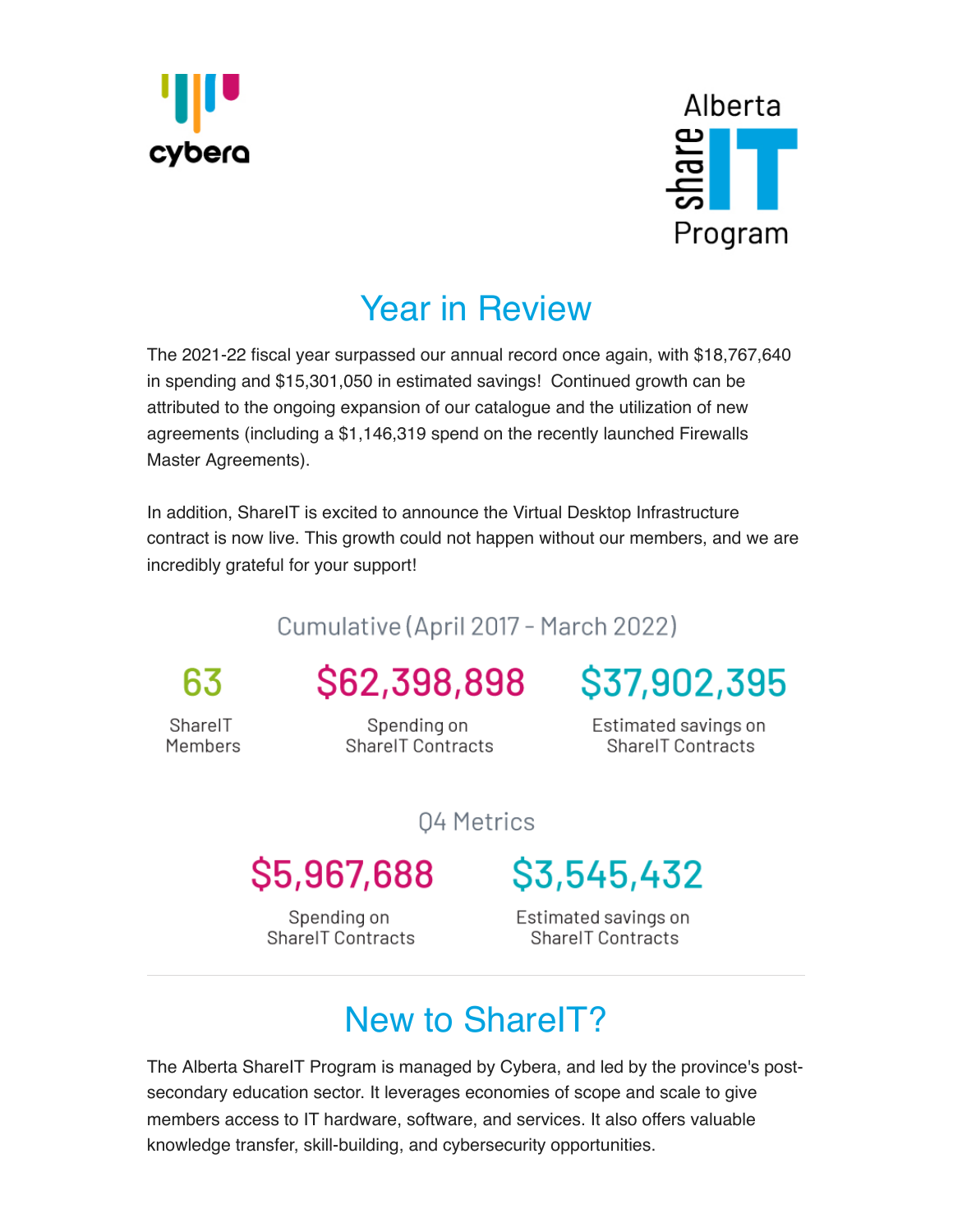cybera

Alberta shareIT Program

# Year in Review

The 2021-22 fiscal year surpassed our annual record once again, with $18,767,640 in spending and $15,301,050 in estimated savings! Continued growth can be attributed to the ongoing expansion of our catalogue and the utilization of new agreements (including a $1,146,319 spend on the recently launched Firewalls Master Agreements).

In addition, ShareIT is excited to announce the Virtual Desktop Infrastructure contract is now live. This growth could not happen without our members, and we are incredibly grateful for your support!

## Cumulative (April 2017 - March 2022)

**63**
ShareIT Members

**$62,398,898**
Spending on ShareIT Contracts

**$37,902,395**
Estimated savings on ShareIT Contracts

## Q4 Metrics

**$5,967,688**
Spending on ShareIT Contracts

**$3,545,432**
Estimated savings on ShareIT Contracts

---

# New to ShareIT?

The Alberta ShareIT Program is managed by Cybera, and led by the province's post-secondary education sector. It leverages economies of scope and scale to give members access to IT hardware, software, and services. It also offers valuable knowledge transfer, skill-building, and cybersecurity opportunities.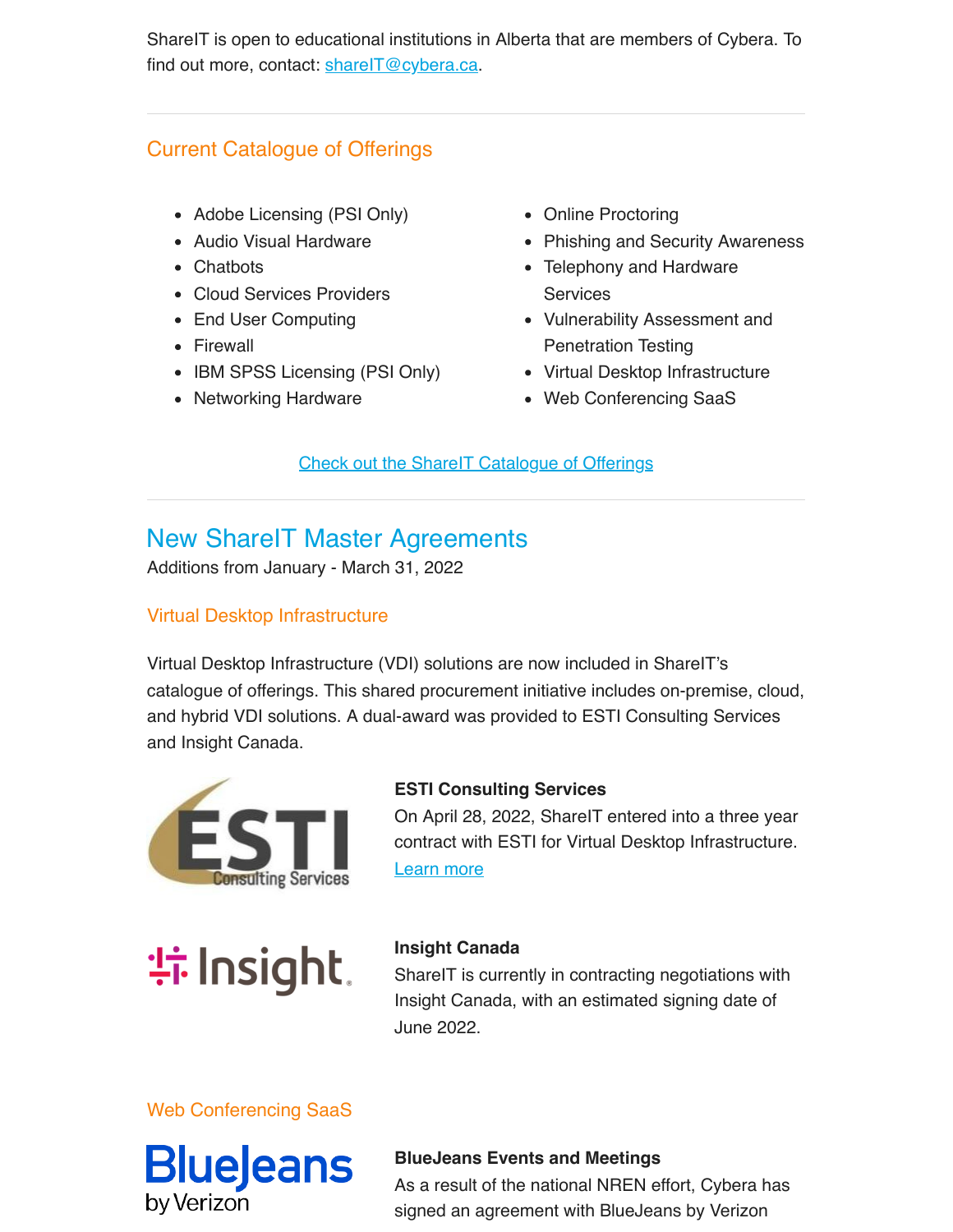ShareIT is open to educational institutions in Alberta that are members of Cybera. To find out more, contact: shareIT@cybera.ca.

## Current Catalogue of Offerings

- Adobe Licensing (PSI Only)
- Audio Visual Hardware
- Chatbots
- Cloud Services Providers
- End User Computing
- Firewall
- IBM SPSS Licensing (PSI Only)
- Networking Hardware
- Online Proctoring
- Phishing and Security Awareness
- Telephony and Hardware Services
- Vulnerability Assessment and Penetration Testing
- Virtual Desktop Infrastructure
- Web Conferencing SaaS

Check out the ShareIT Catalogue of Offerings

# New ShareIT Master Agreements

Additions from January - March 31, 2022

### Virtual Desktop Infrastructure

Virtual Desktop Infrastructure (VDI) solutions are now included in ShareIT's catalogue of offerings. This shared procurement initiative includes on-premise, cloud, and hybrid VDI solutions. A dual-award was provided to ESTI Consulting Services and Insight Canada.

**ESTI Consulting Services**
On April 28, 2022, ShareIT entered into a three year contract with ESTI for Virtual Desktop Infrastructure. Learn more

**Insight Canada**
ShareIT is currently in contracting negotiations with Insight Canada, with an estimated signing date of June 2022.

### Web Conferencing SaaS

**BlueJeans Events and Meetings**
As a result of the national NREN effort, Cybera has signed an agreement with BlueJeans by Verizon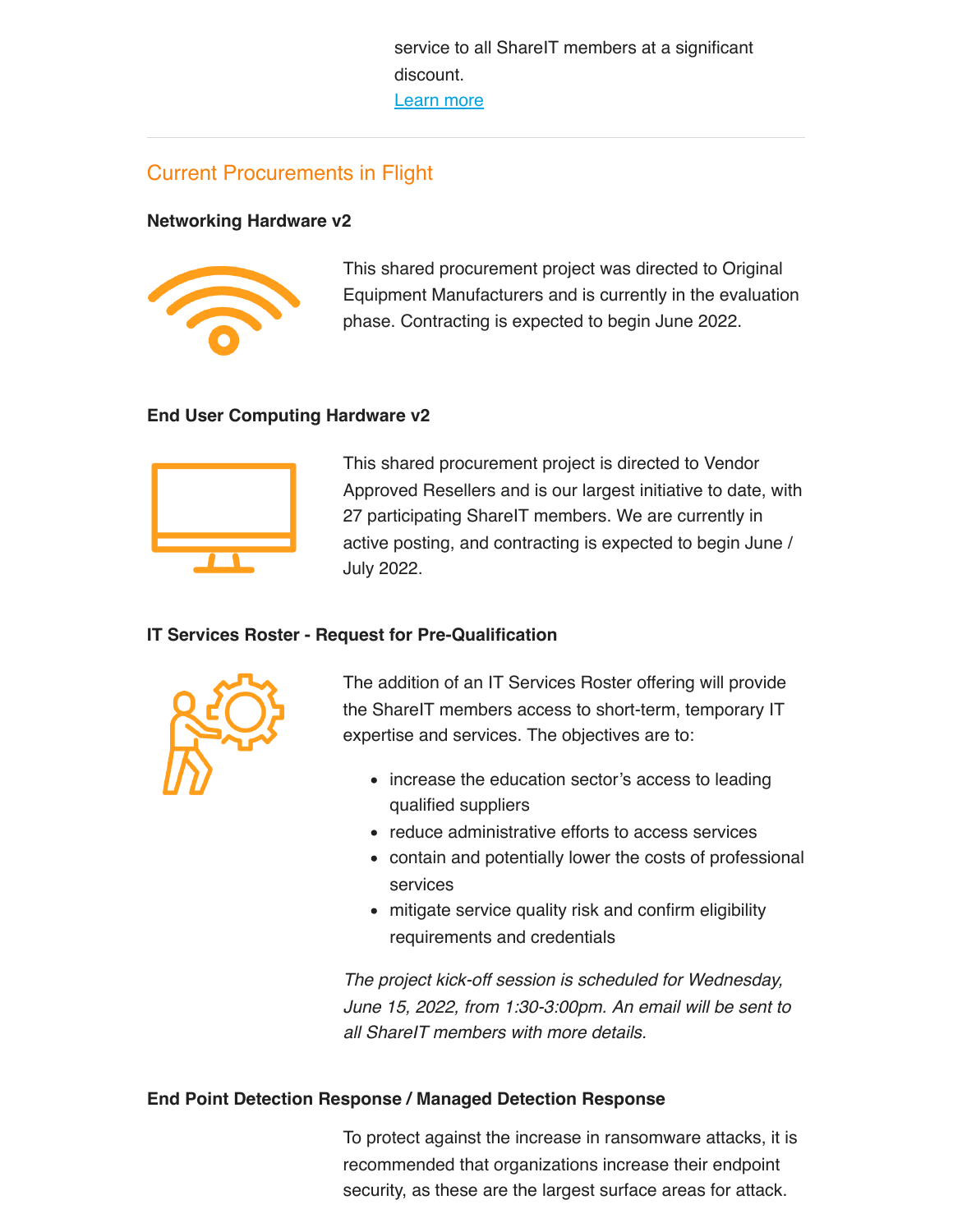service to all ShareIT members at a significant discount.
[Learn more]

## Current Procurements in Flight

**Networking Hardware v2**

This shared procurement project was directed to Original Equipment Manufacturers and is currently in the evaluation phase. Contracting is expected to begin June 2022.

**End User Computing Hardware v2**

This shared procurement project is directed to Vendor Approved Resellers and is our largest initiative to date, with 27 participating ShareIT members. We are currently in active posting, and contracting is expected to begin June / July 2022.

**IT Services Roster - Request for Pre-Qualification**

The addition of an IT Services Roster offering will provide the ShareIT members access to short-term, temporary IT expertise and services. The objectives are to:

- increase the education sector's access to leading qualified suppliers
- reduce administrative efforts to access services
- contain and potentially lower the costs of professional services
- mitigate service quality risk and confirm eligibility requirements and credentials

*The project kick-off session is scheduled for Wednesday, June 15, 2022, from 1:30-3:00pm. An email will be sent to all ShareIT members with more details.*

**End Point Detection Response / Managed Detection Response**

To protect against the increase in ransomware attacks, it is recommended that organizations increase their endpoint security, as these are the largest surface areas for attack.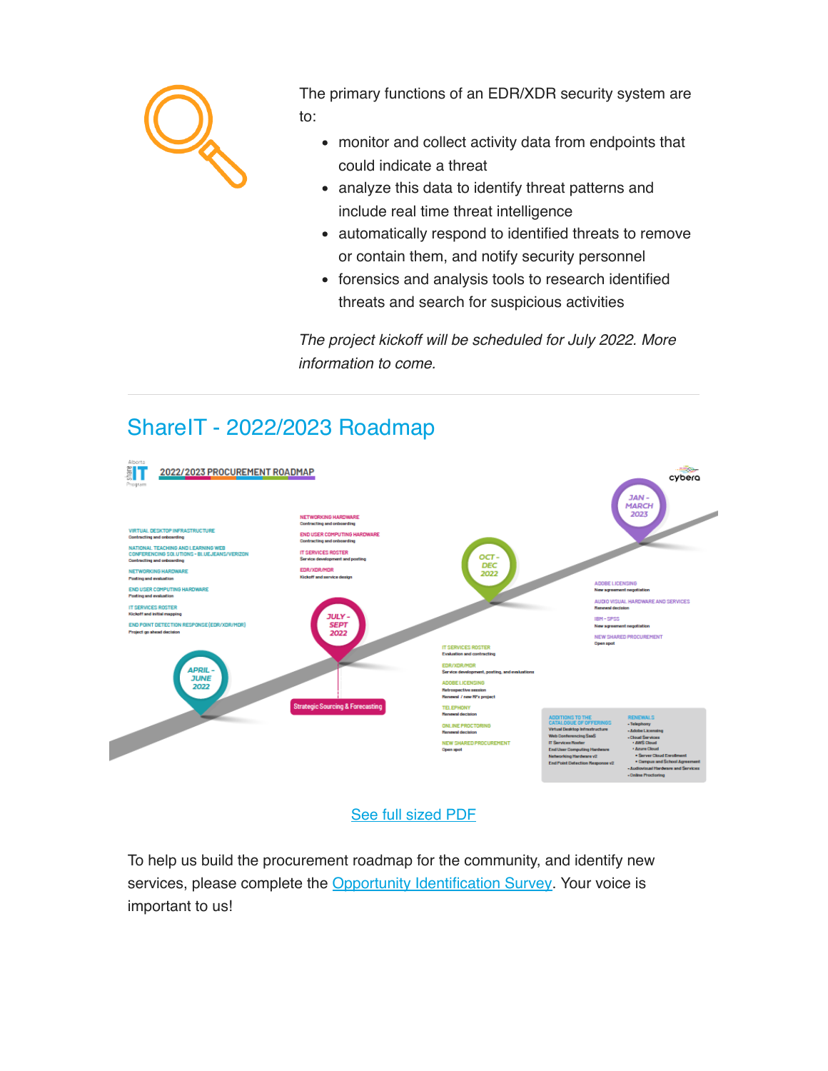The primary functions of an EDR/XDR security system are to:

- monitor and collect activity data from endpoints that could indicate a threat
- analyze this data to identify threat patterns and include real time threat intelligence
- automatically respond to identified threats to remove or contain them, and notify security personnel
- forensics and analysis tools to research identified threats and search for suspicious activities

*The project kickoff will be scheduled for July 2022. More information to come.*

---

## ShareIT - 2022/2023 Roadmap

**2022/2023 PROCUREMENT ROADMAP**

**APRIL - JUNE 2022**

- VIRTUAL DESKTOP INFRASTRUCTURE – Contracting and onboarding
- NATIONAL TEACHING AND LEARNING WEB CONFERENCING SOLUTIONS - BLUEJEANS/VERIZON – Contracting and onboarding
- NETWORKING HARDWARE – Posting and evaluation
- END USER COMPUTING HARDWARE – Posting and evaluation
- IT SERVICES ROSTER – Kickoff and initial mapping
- END POINT DETECTION RESPONSE (EDR/XDR/MDR) – Project go ahead decision

**JULY - SEPT 2022**

- NETWORKING HARDWARE – Contracting and onboarding
- END USER COMPUTING HARDWARE – Contracting and onboarding
- IT SERVICES ROSTER – Service development and posting
- EDR/XDR/MDR – Kickoff and service design

Strategic Sourcing & Forecasting

**OCT - DEC 2022**

- IT SERVICES ROSTER – Evaluation and contracting
- EDR/XDR/MDR – Service development, posting, and evaluations
- ADOBE LICENSING – Retrospective session; Renewal / new RFx project
- TELEPHONY – Renewal decision
- ONLINE PROCTORING – Renewal decision
- NEW SHARED PROCUREMENT – Open spot

**JAN - MARCH 2023**

- ADOBE LICENSING – New agreement negotiation
- AUDIO VISUAL HARDWARE AND SERVICES – Renewal decision
- IBM - SPSS – New agreement negotiation
- NEW SHARED PROCUREMENT – Open spot

**ADDITIONS TO THE CATALOGUE OF OFFERINGS**

- Virtual Desktop Infrastructure
- Web Conferencing SaaS
- IT Services Roster
- End User Computing Hardware
- Networking Hardware v2
- End Point Detection Response v2

**RENEWALS**

- Telephony
- Adobe Licensing
- Cloud Services
  - AWS Cloud
  - Azure Cloud
    - Server Cloud Enrollment
    - Campus and School Agreement
- Audiovisual Hardware and Services
- Online Proctoring

[See full sized PDF]

To help us build the procurement roadmap for the community, and identify new services, please complete the [Opportunity Identification Survey]. Your voice is important to us!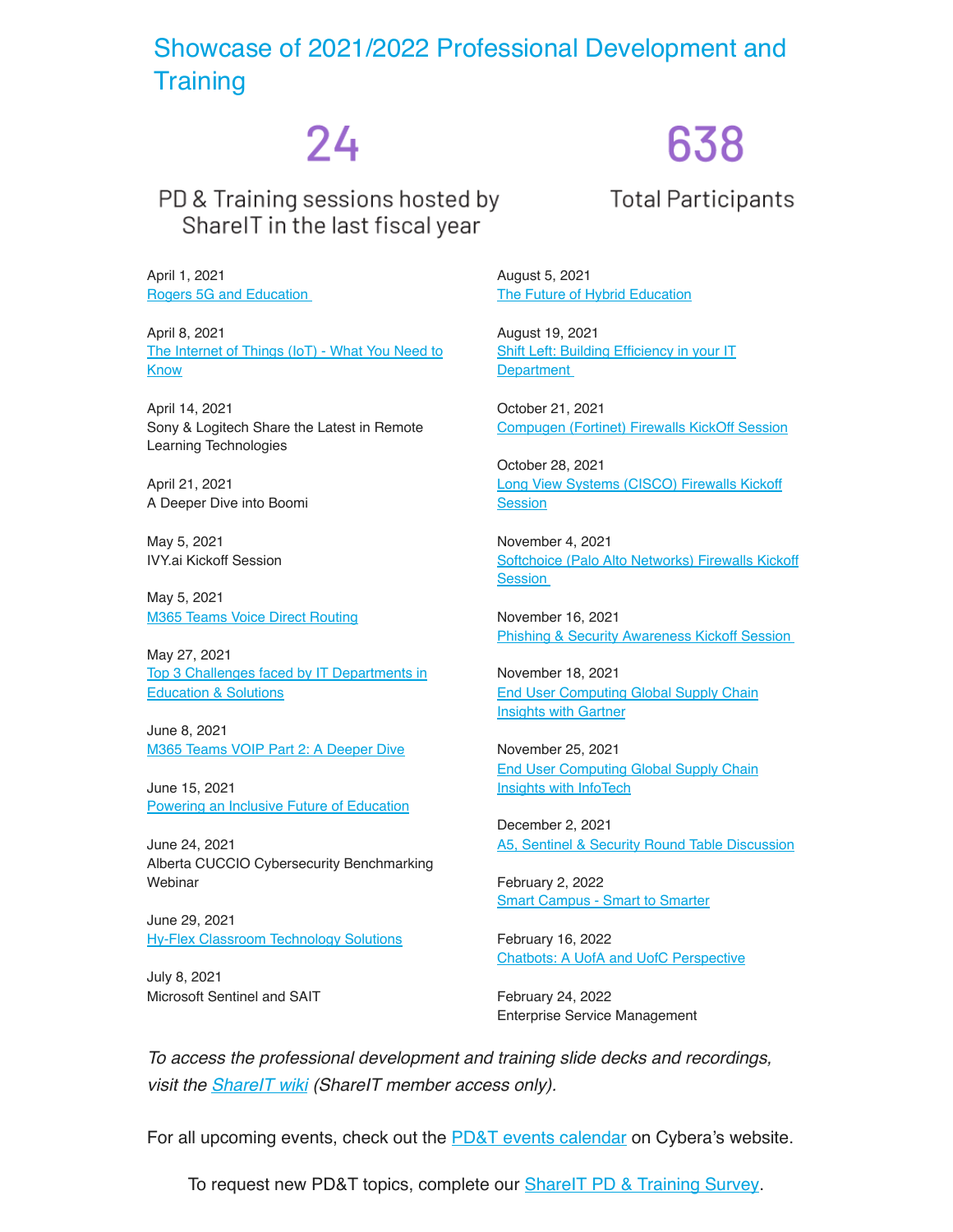# Showcase of 2021/2022 Professional Development and Training

**24**

PD & Training sessions hosted by ShareIT in the last fiscal year

**638**

Total Participants

April 1, 2021
Rogers 5G and Education

April 8, 2021
The Internet of Things (IoT) - What You Need to Know

April 14, 2021
Sony & Logitech Share the Latest in Remote Learning Technologies

April 21, 2021
A Deeper Dive into Boomi

May 5, 2021
IVY.ai Kickoff Session

May 5, 2021
M365 Teams Voice Direct Routing

May 27, 2021
Top 3 Challenges faced by IT Departments in Education & Solutions

June 8, 2021
M365 Teams VOIP Part 2: A Deeper Dive

June 15, 2021
Powering an Inclusive Future of Education

June 24, 2021
Alberta CUCCIO Cybersecurity Benchmarking Webinar

June 29, 2021
Hy-Flex Classroom Technology Solutions

July 8, 2021
Microsoft Sentinel and SAIT

August 5, 2021
The Future of Hybrid Education

August 19, 2021
Shift Left: Building Efficiency in your IT Department

October 21, 2021
Compugen (Fortinet) Firewalls KickOff Session

October 28, 2021
Long View Systems (CISCO) Firewalls Kickoff Session

November 4, 2021
Softchoice (Palo Alto Networks) Firewalls Kickoff Session

November 16, 2021
Phishing & Security Awareness Kickoff Session

November 18, 2021
End User Computing Global Supply Chain Insights with Gartner

November 25, 2021
End User Computing Global Supply Chain Insights with InfoTech

December 2, 2021
A5, Sentinel & Security Round Table Discussion

February 2, 2022
Smart Campus - Smart to Smarter

February 16, 2022
Chatbots: A UofA and UofC Perspective

February 24, 2022
Enterprise Service Management

*To access the professional development and training slide decks and recordings, visit the ShareIT wiki (ShareIT member access only).*

For all upcoming events, check out the PD&T events calendar on Cybera's website.

To request new PD&T topics, complete our ShareIT PD & Training Survey.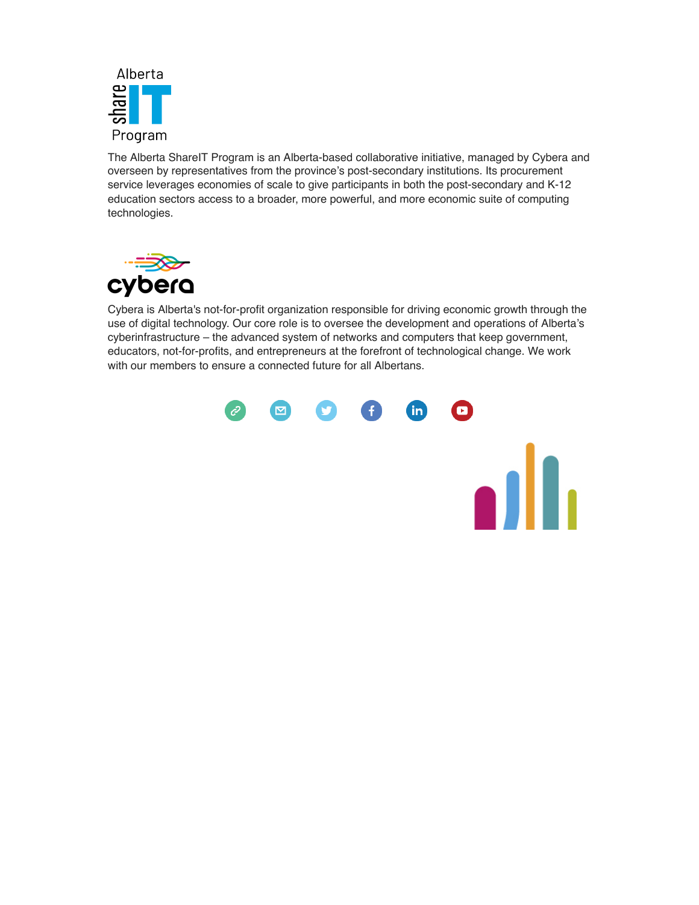The Alberta ShareIT Program is an Alberta-based collaborative initiative, managed by Cybera and overseen by representatives from the province's post-secondary institutions. Its procurement service leverages economies of scale to give participants in both the post-secondary and K-12 education sectors access to a broader, more powerful, and more economic suite of computing technologies.

Cybera is Alberta's not-for-profit organization responsible for driving economic growth through the use of digital technology. Our core role is to oversee the development and operations of Alberta's cyberinfrastructure – the advanced system of networks and computers that keep government, educators, not-for-profits, and entrepreneurs at the forefront of technological change. We work with our members to ensure a connected future for all Albertans.